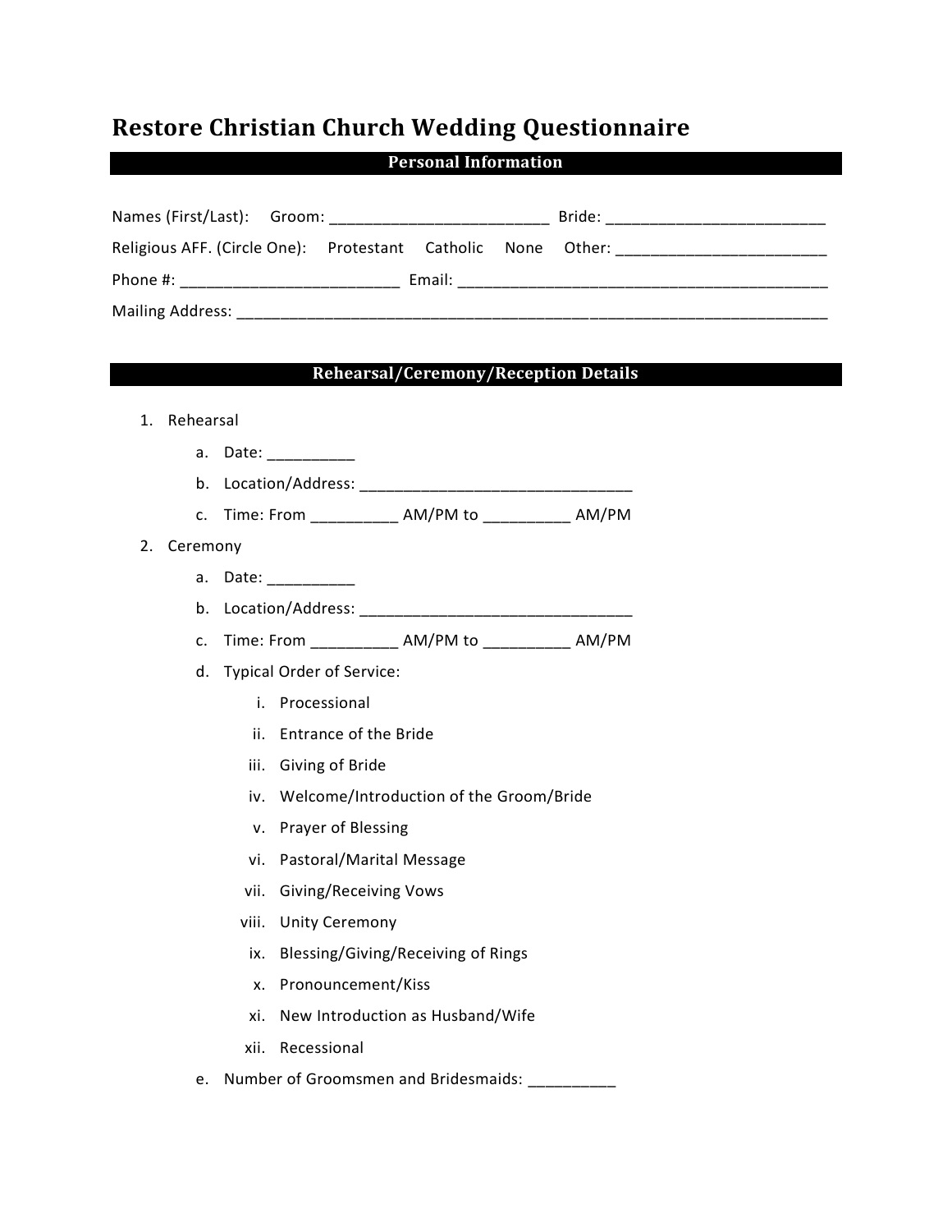# Restore Christian Church Wedding Questionnaire

## Personal Information

Names (First/Last): Groom: _________________________ Bride: _________________________

Religious AFF. (Circle One): Protestant Catholic None Other: ________________________

Phone #: ________________________ Email: __________________________________________

Mailing Address: ______________________________________________________________________

## Rehearsal/Ceremony/Reception Details

1. Rehearsal
   a. Date: __________
   b. Location/Address: _______________________________
   c. Time: From _________ AM/PM to _________ AM/PM
2. Ceremony
   a. Date: __________
   b. Location/Address: _______________________________
   c. Time: From _________ AM/PM to _________ AM/PM
   d. Typical Order of Service:
      i. Processional
      ii. Entrance of the Bride
      iii. Giving of Bride
      iv. Welcome/Introduction of the Groom/Bride
      v. Prayer of Blessing
      vi. Pastoral/Marital Message
      vii. Giving/Receiving Vows
      viii. Unity Ceremony
      ix. Blessing/Giving/Receiving of Rings
      x. Pronouncement/Kiss
      xi. New Introduction as Husband/Wife
      xii. Recessional
   e. Number of Groomsmen and Bridesmaids: __________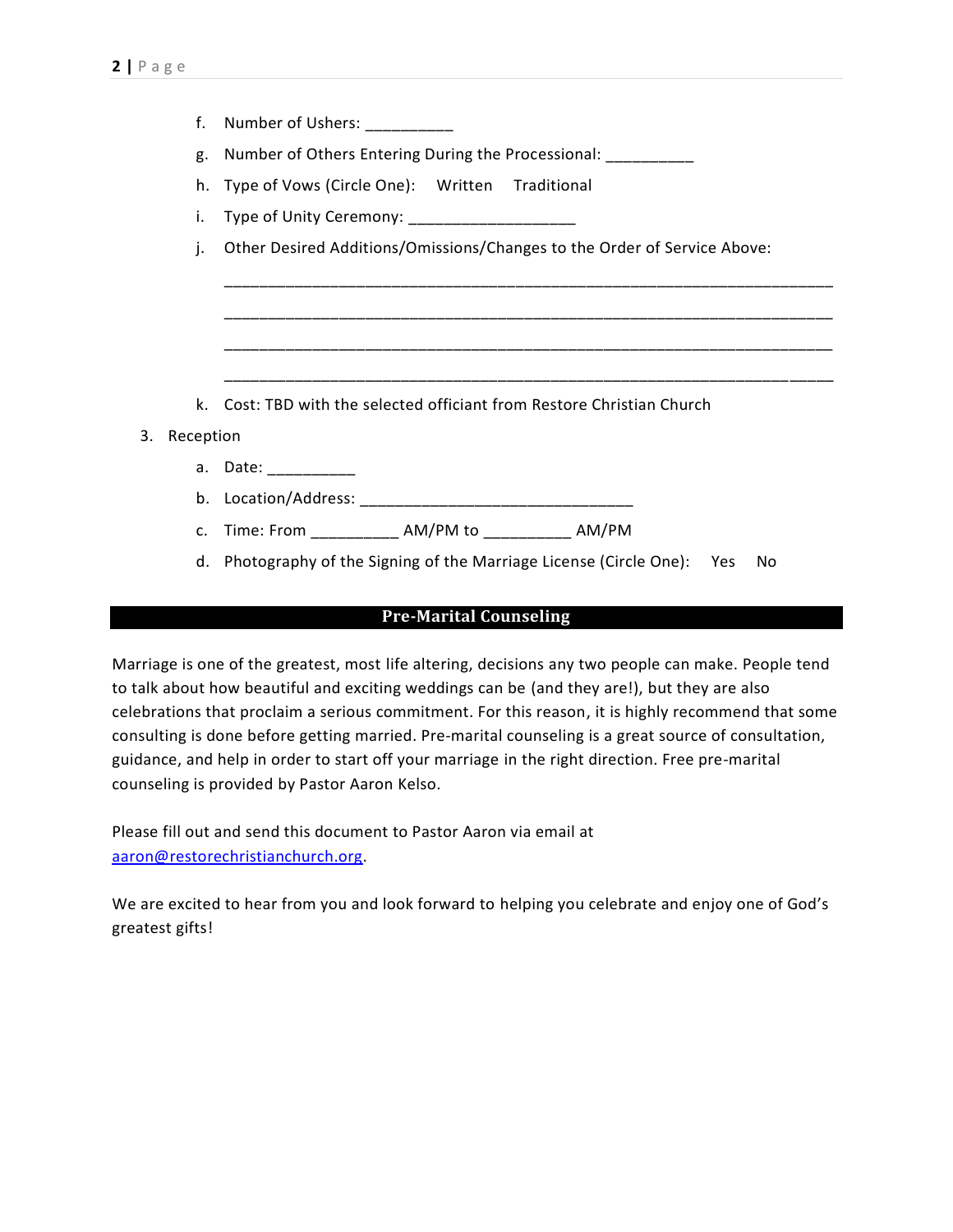f. Number of Users: __________

g. Number of Others Entering During the Processional: __________

h. Type of Vows (Circle One): Written Traditional

i. Type of Unity Ceremony: ___________________

j. Other Desired Additions/Omissions/Changes to the Order of Service Above:

______________________________________________________________________

______________________________________________________________________

______________________________________________________________________

______________________________________________________________________

k. Cost: TBD with the selected officiant from Restore Christian Church

3. Reception

a. Date: __________

b. Location/Address: _______________________________

c. Time: From __________ AM/PM to __________ AM/PM

d. Photography of the Signing of the Marriage License (Circle One): Yes No

## Pre-Marital Counseling

Marriage is one of the greatest, most life altering, decisions any two people can make. People tend to talk about how beautiful and exciting weddings can be (and they are!), but they are also celebrations that proclaim a serious commitment. For this reason, it is highly recommend that some consulting is done before getting married. Pre-marital counseling is a great source of consultation, guidance, and help in order to start off your marriage in the right direction. Free pre-marital counseling is provided by Pastor Aaron Kelso.

Please fill out and send this document to Pastor Aaron via email at [aaron@restorechristianchurch.org](mailto:aaron@restorechristianchurch.org).

We are excited to hear from you and look forward to helping you celebrate and enjoy one of God's greatest gifts!